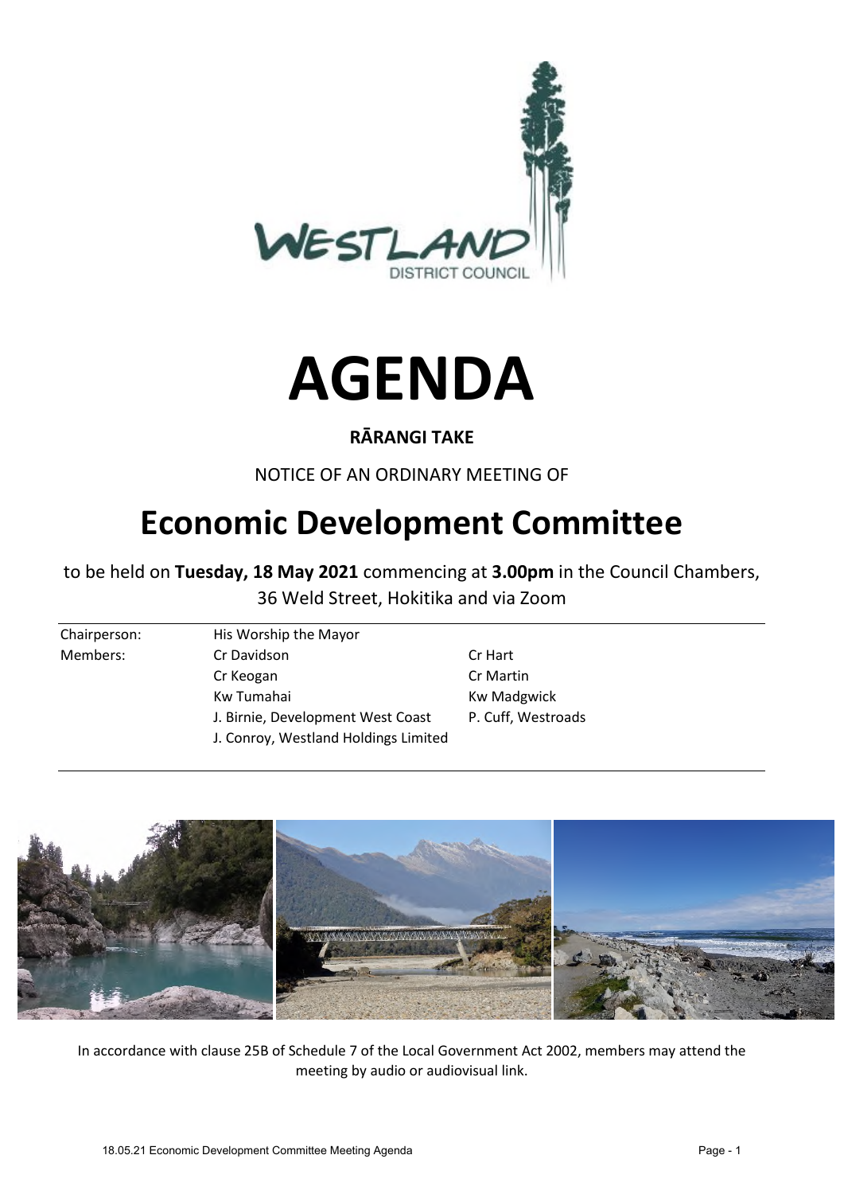# AGENDA

**RĀRANGI TAKE**

NOTICE OF AN ORDINARY MEETING OF

## Economic Development Committee

to be held on **Tuesday, 18 May 2021** commencing at **3.00pm** in the Council Chambers, 36 Weld Street, Hokitika and via Zoom

| | | |
|---|---|---|
| Chairperson: | His Worship the Mayor | |
| Members: | Cr Davidson | Cr Hart |
| | Cr Keogan | Cr Martin |
| | Kw Tumahai | Kw Madgwick |
| | J. Birnie, Development West Coast | P. Cuff, Westroads |
| | J. Conroy, Westland Holdings Limited | |

In accordance with clause 25B of Schedule 7 of the Local Government Act 2002, members may attend the meeting by audio or audiovisual link.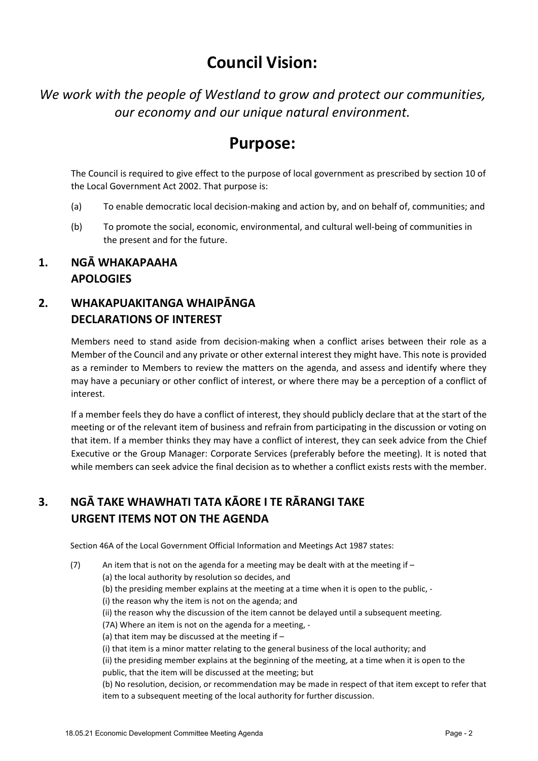# Council Vision:

*We work with the people of Westland to grow and protect our communities, our economy and our unique natural environment.*

# Purpose:

The Council is required to give effect to the purpose of local government as prescribed by section 10 of the Local Government Act 2002. That purpose is:

(a) To enable democratic local decision-making and action by, and on behalf of, communities; and

(b) To promote the social, economic, environmental, and cultural well-being of communities in the present and for the future.

## 1. NGĀ WHAKAPAAHA APOLOGIES

## 2. WHAKAPUAKITANGA WHAIPĀNGA DECLARATIONS OF INTEREST

Members need to stand aside from decision-making when a conflict arises between their role as a Member of the Council and any private or other external interest they might have. This note is provided as a reminder to Members to review the matters on the agenda, and assess and identify where they may have a pecuniary or other conflict of interest, or where there may be a perception of a conflict of interest.

If a member feels they do have a conflict of interest, they should publicly declare that at the start of the meeting or of the relevant item of business and refrain from participating in the discussion or voting on that item. If a member thinks they may have a conflict of interest, they can seek advice from the Chief Executive or the Group Manager: Corporate Services (preferably before the meeting). It is noted that while members can seek advice the final decision as to whether a conflict exists rests with the member.

## 3. NGĀ TAKE WHAWHATI TATA KĀORE I TE RĀRANGI TAKE URGENT ITEMS NOT ON THE AGENDA

Section 46A of the Local Government Official Information and Meetings Act 1987 states:

(7) An item that is not on the agenda for a meeting may be dealt with at the meeting if –
(a) the local authority by resolution so decides, and
(b) the presiding member explains at the meeting at a time when it is open to the public, -
(i) the reason why the item is not on the agenda; and
(ii) the reason why the discussion of the item cannot be delayed until a subsequent meeting.
(7A) Where an item is not on the agenda for a meeting, -
(a) that item may be discussed at the meeting if –
(i) that item is a minor matter relating to the general business of the local authority; and
(ii) the presiding member explains at the beginning of the meeting, at a time when it is open to the public, that the item will be discussed at the meeting; but
(b) No resolution, decision, or recommendation may be made in respect of that item except to refer that item to a subsequent meeting of the local authority for further discussion.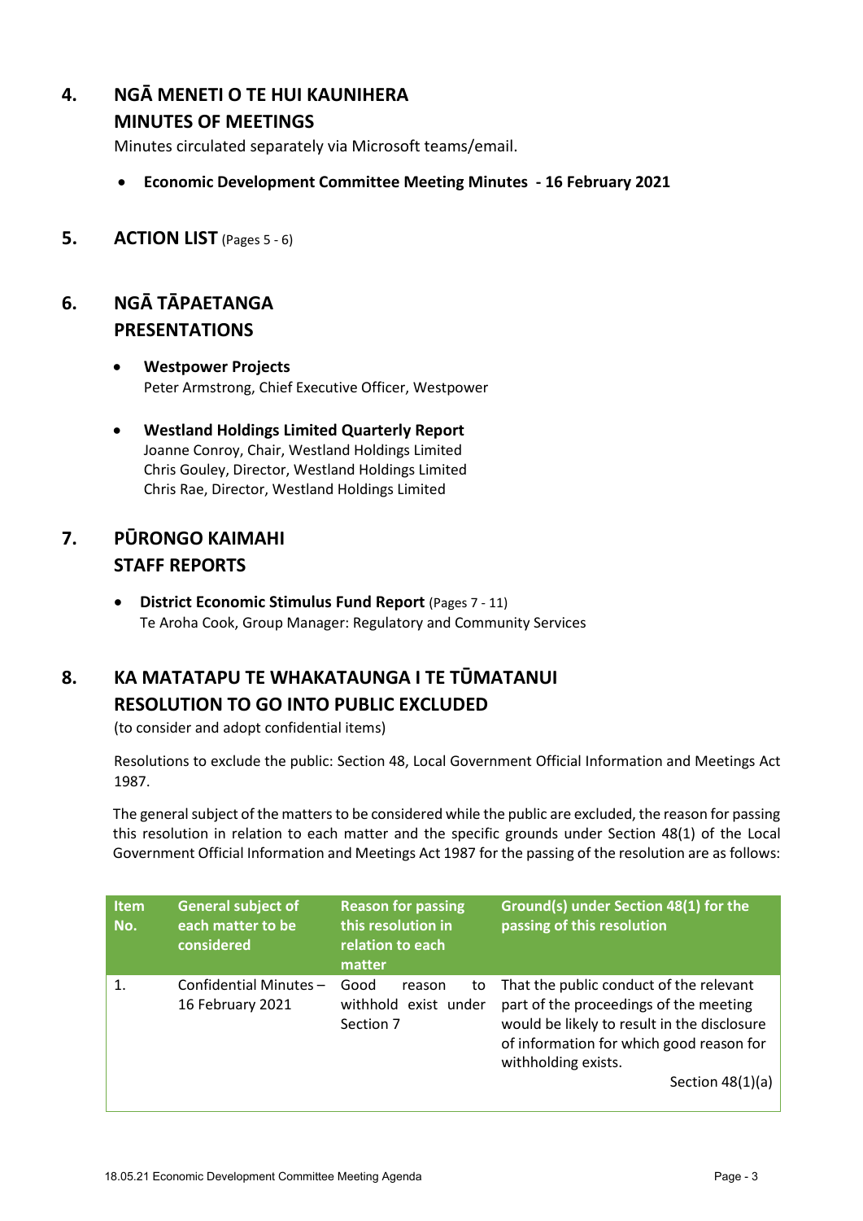## 4. NGĀ MENETI O TE HUI KAUNIHERA
## MINUTES OF MEETINGS

Minutes circulated separately via Microsoft teams/email.

- **Economic Development Committee Meeting Minutes - 16 February 2021**

## 5. ACTION LIST (Pages 5 - 6)

## 6. NGĀ TĀPAETANGA
## PRESENTATIONS

- **Westpower Projects**
  Peter Armstrong, Chief Executive Officer, Westpower

- **Westland Holdings Limited Quarterly Report**
  Joanne Conroy, Chair, Westland Holdings Limited
  Chris Gouley, Director, Westland Holdings Limited
  Chris Rae, Director, Westland Holdings Limited

## 7. PŪRONGO KAIMAHI
## STAFF REPORTS

- **District Economic Stimulus Fund Report** (Pages 7 - 11)
  Te Aroha Cook, Group Manager: Regulatory and Community Services

## 8. KA MATATAPU TE WHAKATAUNGA I TE TŪMATANUI
## RESOLUTION TO GO INTO PUBLIC EXCLUDED

(to consider and adopt confidential items)

Resolutions to exclude the public: Section 48, Local Government Official Information and Meetings Act 1987.

The general subject of the matters to be considered while the public are excluded, the reason for passing this resolution in relation to each matter and the specific grounds under Section 48(1) of the Local Government Official Information and Meetings Act 1987 for the passing of the resolution are as follows:

| Item No. | General subject of each matter to be considered | Reason for passing this resolution in relation to each matter | Ground(s) under Section 48(1) for the passing of this resolution |
|---|---|---|---|
| 1. | Confidential Minutes – 16 February 2021 | Good reason to withhold exist under Section 7 | That the public conduct of the relevant part of the proceedings of the meeting would be likely to result in the disclosure of information for which good reason for withholding exists. Section 48(1)(a) |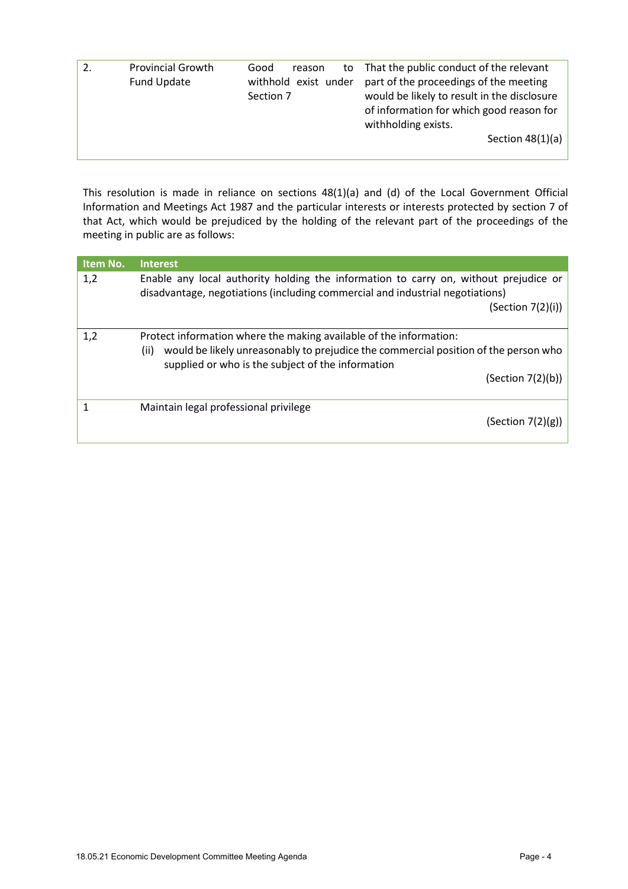| | | | |
|---|---|---|---|
| 2. | Provincial Growth Fund Update | Good reason to withhold exist under Section 7 | That the public conduct of the relevant part of the proceedings of the meeting would be likely to result in the disclosure of information for which good reason for withholding exists.<br><br>Section 48(1)(a) |

This resolution is made in reliance on sections 48(1)(a) and (d) of the Local Government Official Information and Meetings Act 1987 and the particular interests or interests protected by section 7 of that Act, which would be prejudiced by the holding of the relevant part of the proceedings of the meeting in public are as follows:

| Item No. | Interest |
|---|---|
| 1,2 | Enable any local authority holding the information to carry on, without prejudice or disadvantage, negotiations (including commercial and industrial negotiations)<br><br>(Section 7(2)(i)) |
| 1,2 | Protect information where the making available of the information:<br>(ii) would be likely unreasonably to prejudice the commercial position of the person who supplied or who is the subject of the information<br><br>(Section 7(2)(b)) |
| 1 | Maintain legal professional privilege<br><br>(Section 7(2)(g)) |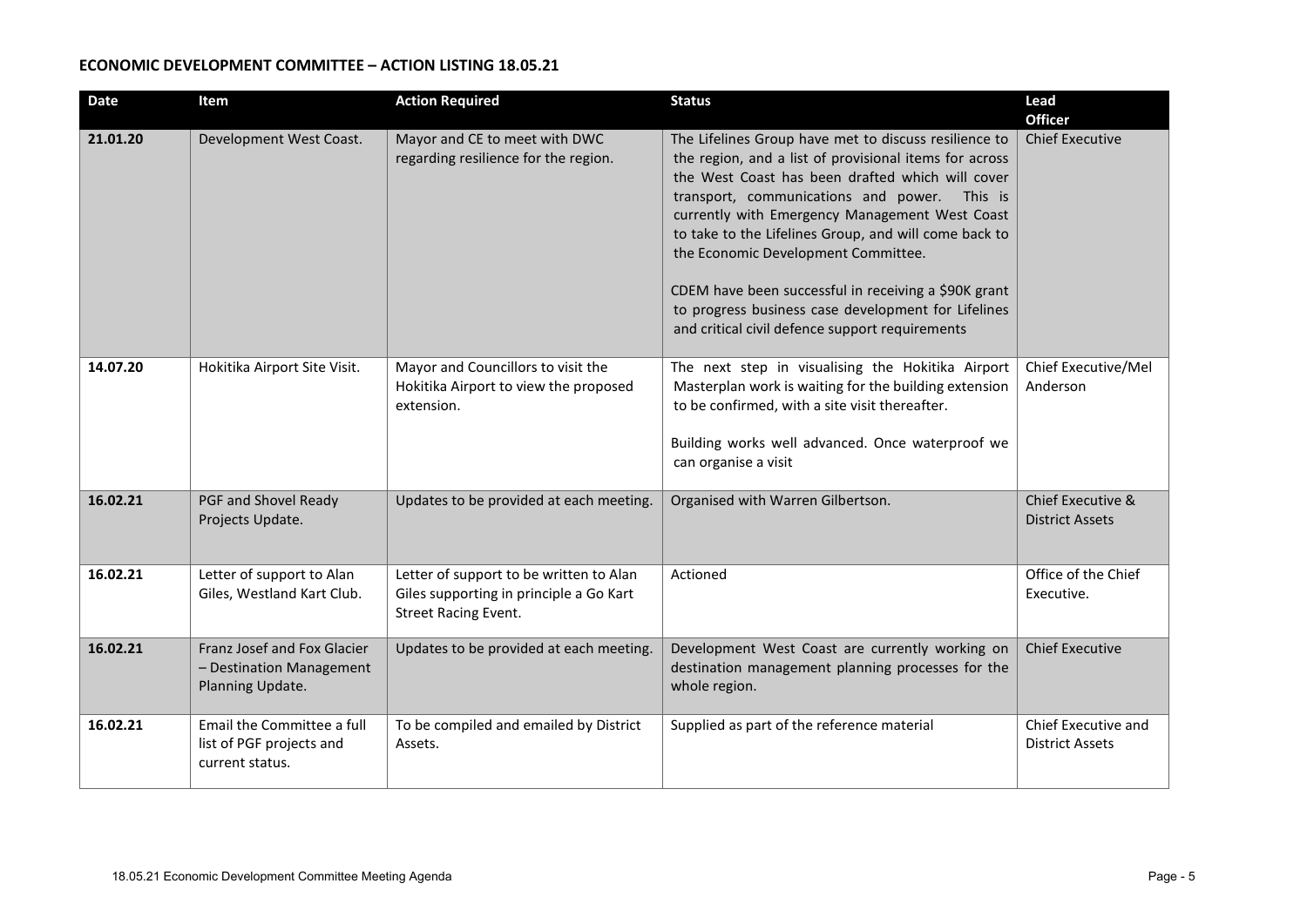## ECONOMIC DEVELOPMENT COMMITTEE – ACTION LISTING 18.05.21

| Date | Item | Action Required | Status | Lead Officer |
|---|---|---|---|---|
| **21.01.20** | Development West Coast. | Mayor and CE to meet with DWC regarding resilience for the region. | The Lifelines Group have met to discuss resilience to the region, and a list of provisional items for across the West Coast has been drafted which will cover transport, communications and power. This is currently with Emergency Management West Coast to take to the Lifelines Group, and will come back to the Economic Development Committee.<br><br>CDEM have been successful in receiving a $90K grant to progress business case development for Lifelines and critical civil defence support requirements | Chief Executive |
| **14.07.20** | Hokitika Airport Site Visit. | Mayor and Councillors to visit the Hokitika Airport to view the proposed extension. | The next step in visualising the Hokitika Airport Masterplan work is waiting for the building extension to be confirmed, with a site visit thereafter.<br><br>Building works well advanced. Once waterproof we can organise a visit | Chief Executive/Mel Anderson |
| **16.02.21** | PGF and Shovel Ready Projects Update. | Updates to be provided at each meeting. | Organised with Warren Gilbertson. | Chief Executive & District Assets |
| **16.02.21** | Letter of support to Alan Giles, Westland Kart Club. | Letter of support to be written to Alan Giles supporting in principle a Go Kart Street Racing Event. | Actioned | Office of the Chief Executive. |
| **16.02.21** | Franz Josef and Fox Glacier – Destination Management Planning Update. | Updates to be provided at each meeting. | Development West Coast are currently working on destination management planning processes for the whole region. | Chief Executive |
| **16.02.21** | Email the Committee a full list of PGF projects and current status. | To be compiled and emailed by District Assets. | Supplied as part of the reference material | Chief Executive and District Assets |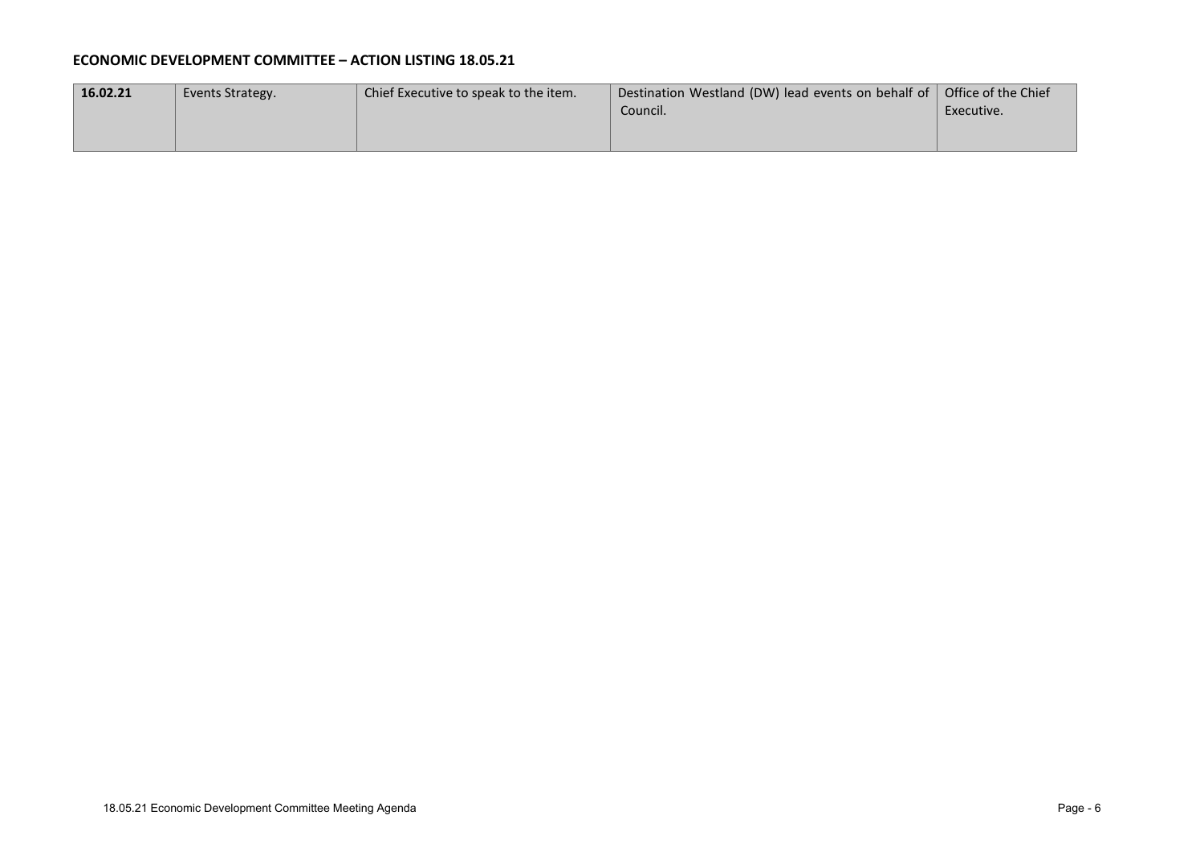**ECONOMIC DEVELOPMENT COMMITTEE – ACTION LISTING 18.05.21**

| | | | | |
|---|---|---|---|---|
| **16.02.21** | Events Strategy. | Chief Executive to speak to the item. | Destination Westland (DW) lead events on behalf of Council. | Office of the Chief Executive. |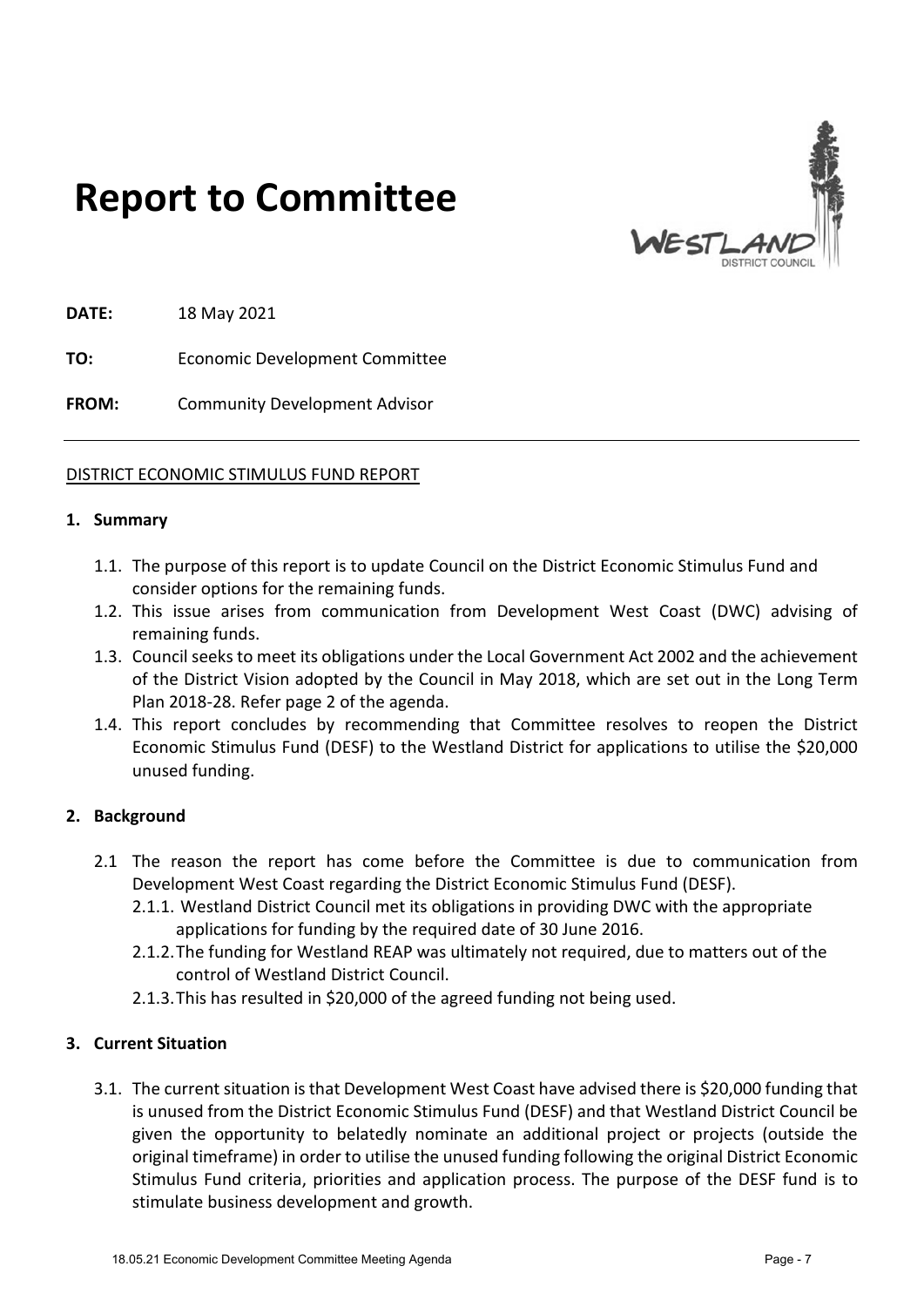# Report to Committee

**DATE:** 18 May 2021

**TO:** Economic Development Committee

**FROM:** Community Development Advisor

---

DISTRICT ECONOMIC STIMULUS FUND REPORT

## 1. Summary

1.1. The purpose of this report is to update Council on the District Economic Stimulus Fund and consider options for the remaining funds.

1.2. This issue arises from communication from Development West Coast (DWC) advising of remaining funds.

1.3. Council seeks to meet its obligations under the Local Government Act 2002 and the achievement of the District Vision adopted by the Council in May 2018, which are set out in the Long Term Plan 2018-28. Refer page 2 of the agenda.

1.4. This report concludes by recommending that Committee resolves to reopen the District Economic Stimulus Fund (DESF) to the Westland District for applications to utilise the $20,000 unused funding.

## 2. Background

2.1 The reason the report has come before the Committee is due to communication from Development West Coast regarding the District Economic Stimulus Fund (DESF).

2.1.1. Westland District Council met its obligations in providing DWC with the appropriate applications for funding by the required date of 30 June 2016.

2.1.2. The funding for Westland REAP was ultimately not required, due to matters out of the control of Westland District Council.

2.1.3. This has resulted in $20,000 of the agreed funding not being used.

## 3. Current Situation

3.1. The current situation is that Development West Coast have advised there is $20,000 funding that is unused from the District Economic Stimulus Fund (DESF) and that Westland District Council be given the opportunity to belatedly nominate an additional project or projects (outside the original timeframe) in order to utilise the unused funding following the original District Economic Stimulus Fund criteria, priorities and application process. The purpose of the DESF fund is to stimulate business development and growth.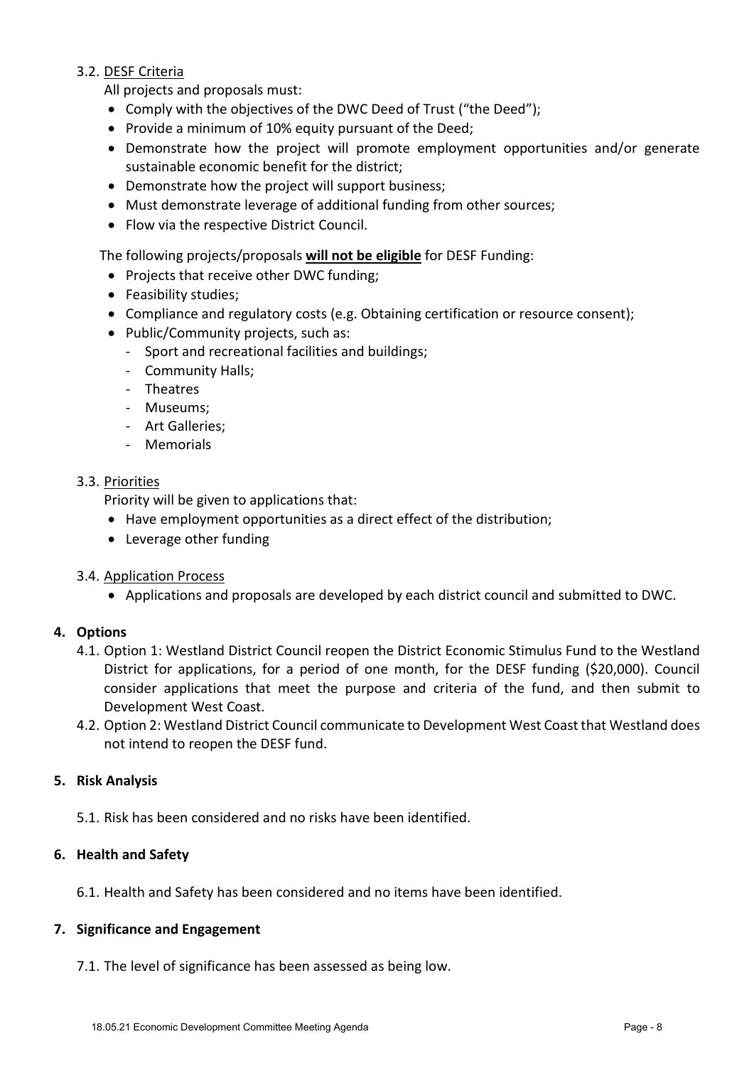3.2. DESF Criteria

All projects and proposals must:

- Comply with the objectives of the DWC Deed of Trust ("the Deed");
- Provide a minimum of 10% equity pursuant of the Deed;
- Demonstrate how the project will promote employment opportunities and/or generate sustainable economic benefit for the district;
- Demonstrate how the project will support business;
- Must demonstrate leverage of additional funding from other sources;
- Flow via the respective District Council.

The following projects/proposals **will not be eligible** for DESF Funding:

- Projects that receive other DWC funding;
- Feasibility studies;
- Compliance and regulatory costs (e.g. Obtaining certification or resource consent);
- Public/Community projects, such as:
  - Sport and recreational facilities and buildings;
  - Community Halls;
  - Theatres
  - Museums;
  - Art Galleries;
  - Memorials

3.3. Priorities

Priority will be given to applications that:

- Have employment opportunities as a direct effect of the distribution;
- Leverage other funding

3.4. Application Process

- Applications and proposals are developed by each district council and submitted to DWC.

## 4. Options

4.1. Option 1: Westland District Council reopen the District Economic Stimulus Fund to the Westland District for applications, for a period of one month, for the DESF funding ($20,000). Council consider applications that meet the purpose and criteria of the fund, and then submit to Development West Coast.

4.2. Option 2: Westland District Council communicate to Development West Coast that Westland does not intend to reopen the DESF fund.

## 5. Risk Analysis

5.1. Risk has been considered and no risks have been identified.

## 6. Health and Safety

6.1. Health and Safety has been considered and no items have been identified.

## 7. Significance and Engagement

7.1. The level of significance has been assessed as being low.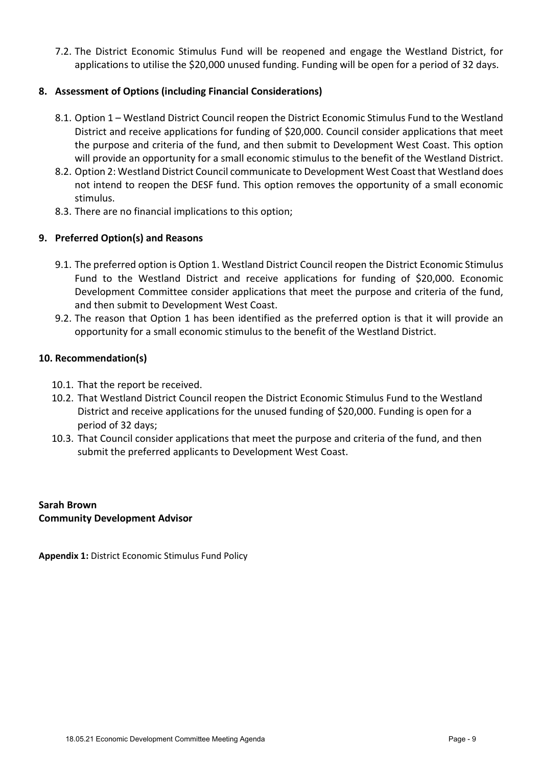7.2. The District Economic Stimulus Fund will be reopened and engage the Westland District, for applications to utilise the $20,000 unused funding. Funding will be open for a period of 32 days.

## 8. Assessment of Options (including Financial Considerations)

8.1. Option 1 – Westland District Council reopen the District Economic Stimulus Fund to the Westland District and receive applications for funding of $20,000. Council consider applications that meet the purpose and criteria of the fund, and then submit to Development West Coast. This option will provide an opportunity for a small economic stimulus to the benefit of the Westland District.

8.2. Option 2: Westland District Council communicate to Development West Coast that Westland does not intend to reopen the DESF fund. This option removes the opportunity of a small economic stimulus.

8.3. There are no financial implications to this option;

## 9. Preferred Option(s) and Reasons

9.1. The preferred option is Option 1. Westland District Council reopen the District Economic Stimulus Fund to the Westland District and receive applications for funding of $20,000. Economic Development Committee consider applications that meet the purpose and criteria of the fund, and then submit to Development West Coast.

9.2. The reason that Option 1 has been identified as the preferred option is that it will provide an opportunity for a small economic stimulus to the benefit of the Westland District.

## 10. Recommendation(s)

10.1. That the report be received.

10.2. That Westland District Council reopen the District Economic Stimulus Fund to the Westland District and receive applications for the unused funding of $20,000. Funding is open for a period of 32 days;

10.3. That Council consider applications that meet the purpose and criteria of the fund, and then submit the preferred applicants to Development West Coast.

**Sarah Brown**
**Community Development Advisor**

**Appendix 1:** District Economic Stimulus Fund Policy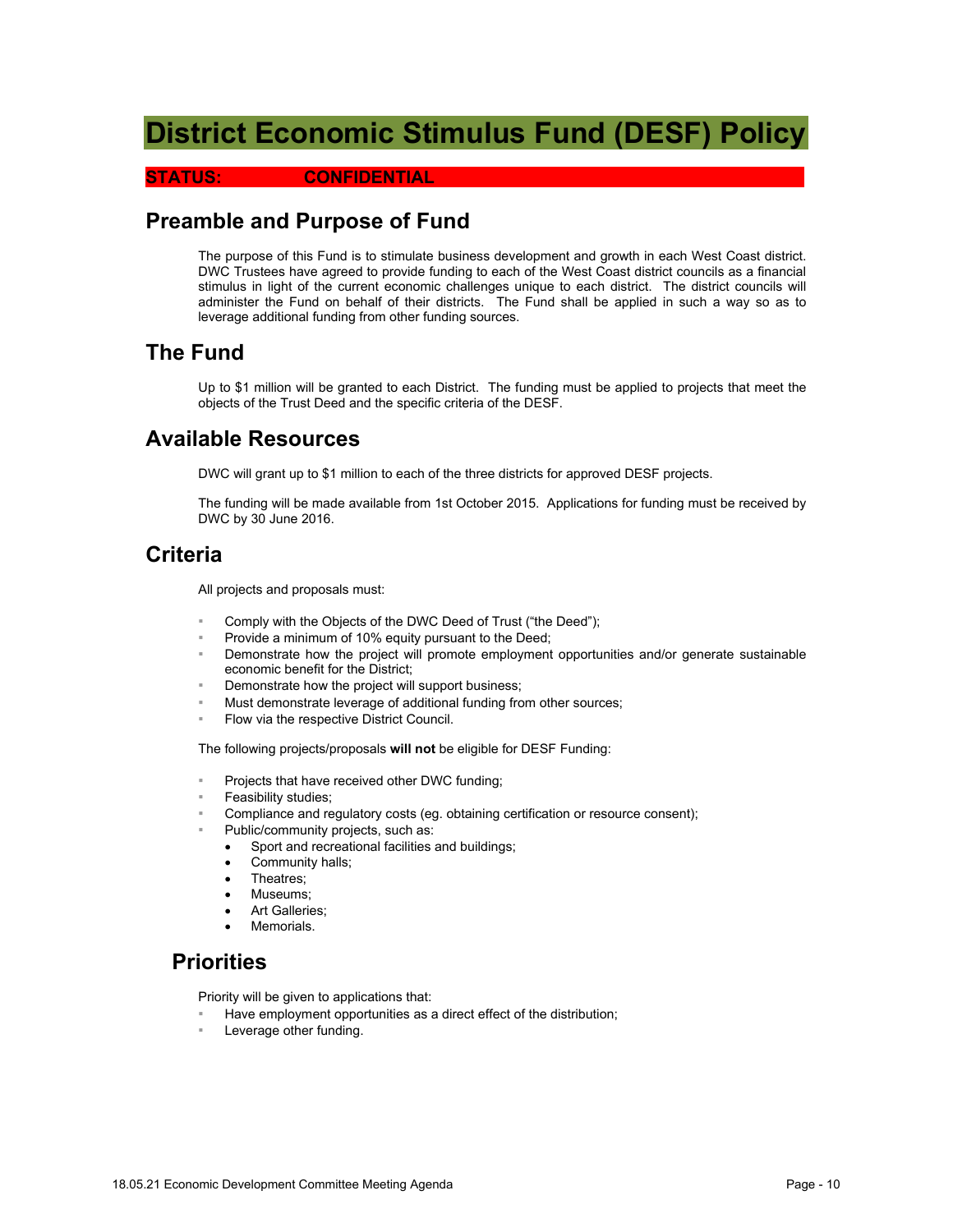# District Economic Stimulus Fund (DESF) Policy

**STATUS: CONFIDENTIAL**

## Preamble and Purpose of Fund

The purpose of this Fund is to stimulate business development and growth in each West Coast district. DWC Trustees have agreed to provide funding to each of the West Coast district councils as a financial stimulus in light of the current economic challenges unique to each district. The district councils will administer the Fund on behalf of their districts. The Fund shall be applied in such a way so as to leverage additional funding from other funding sources.

## The Fund

Up to $1 million will be granted to each District. The funding must be applied to projects that meet the objects of the Trust Deed and the specific criteria of the DESF.

## Available Resources

DWC will grant up to $1 million to each of the three districts for approved DESF projects.

The funding will be made available from 1st October 2015. Applications for funding must be received by DWC by 30 June 2016.

## Criteria

All projects and proposals must:

- Comply with the Objects of the DWC Deed of Trust ("the Deed");
- Provide a minimum of 10% equity pursuant to the Deed;
- Demonstrate how the project will promote employment opportunities and/or generate sustainable economic benefit for the District;
- Demonstrate how the project will support business;
- Must demonstrate leverage of additional funding from other sources;
- Flow via the respective District Council.

The following projects/proposals **will not** be eligible for DESF Funding:

- Projects that have received other DWC funding;
- Feasibility studies;
- Compliance and regulatory costs (eg. obtaining certification or resource consent);
- Public/community projects, such as:
  - Sport and recreational facilities and buildings;
  - Community halls;
  - Theatres;
  - Museums;
  - Art Galleries;
  - Memorials.

## Priorities

Priority will be given to applications that:

- Have employment opportunities as a direct effect of the distribution;
- Leverage other funding.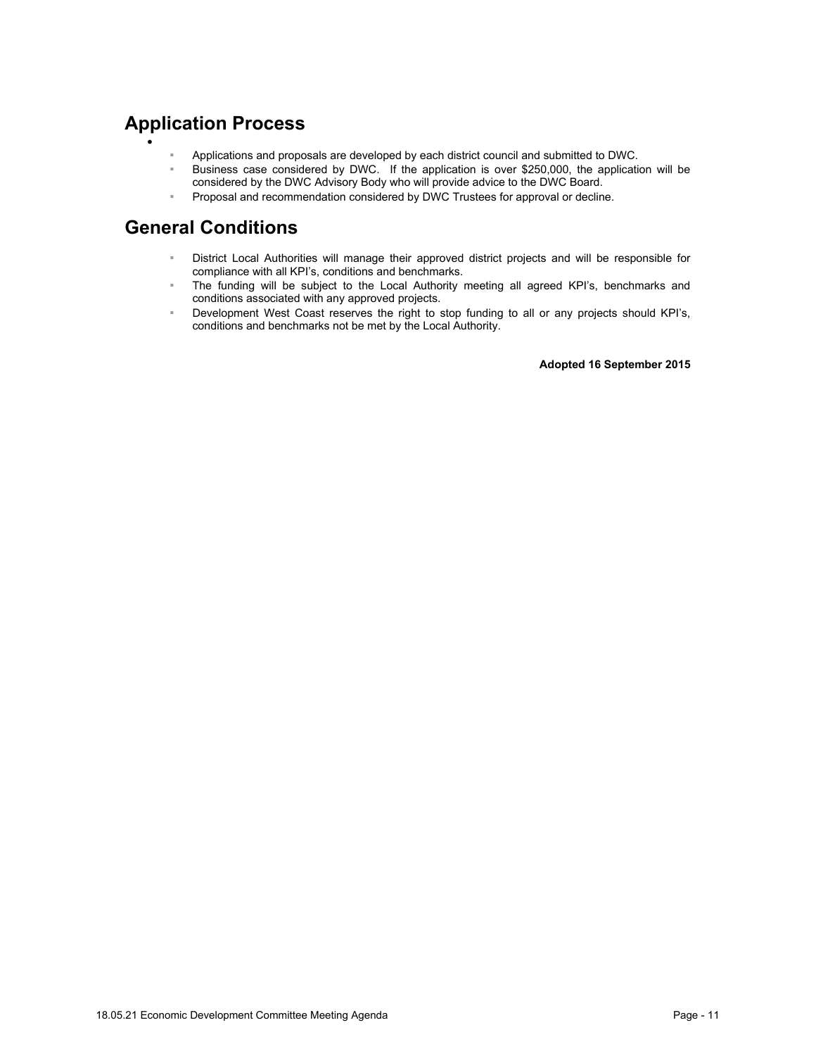## Application Process

- Applications and proposals are developed by each district council and submitted to DWC.
- Business case considered by DWC. If the application is over $250,000, the application will be considered by the DWC Advisory Body who will provide advice to the DWC Board.
- Proposal and recommendation considered by DWC Trustees for approval or decline.

## General Conditions

- District Local Authorities will manage their approved district projects and will be responsible for compliance with all KPI's, conditions and benchmarks.
- The funding will be subject to the Local Authority meeting all agreed KPI's, benchmarks and conditions associated with any approved projects.
- Development West Coast reserves the right to stop funding to all or any projects should KPI's, conditions and benchmarks not be met by the Local Authority.

**Adopted 16 September 2015**